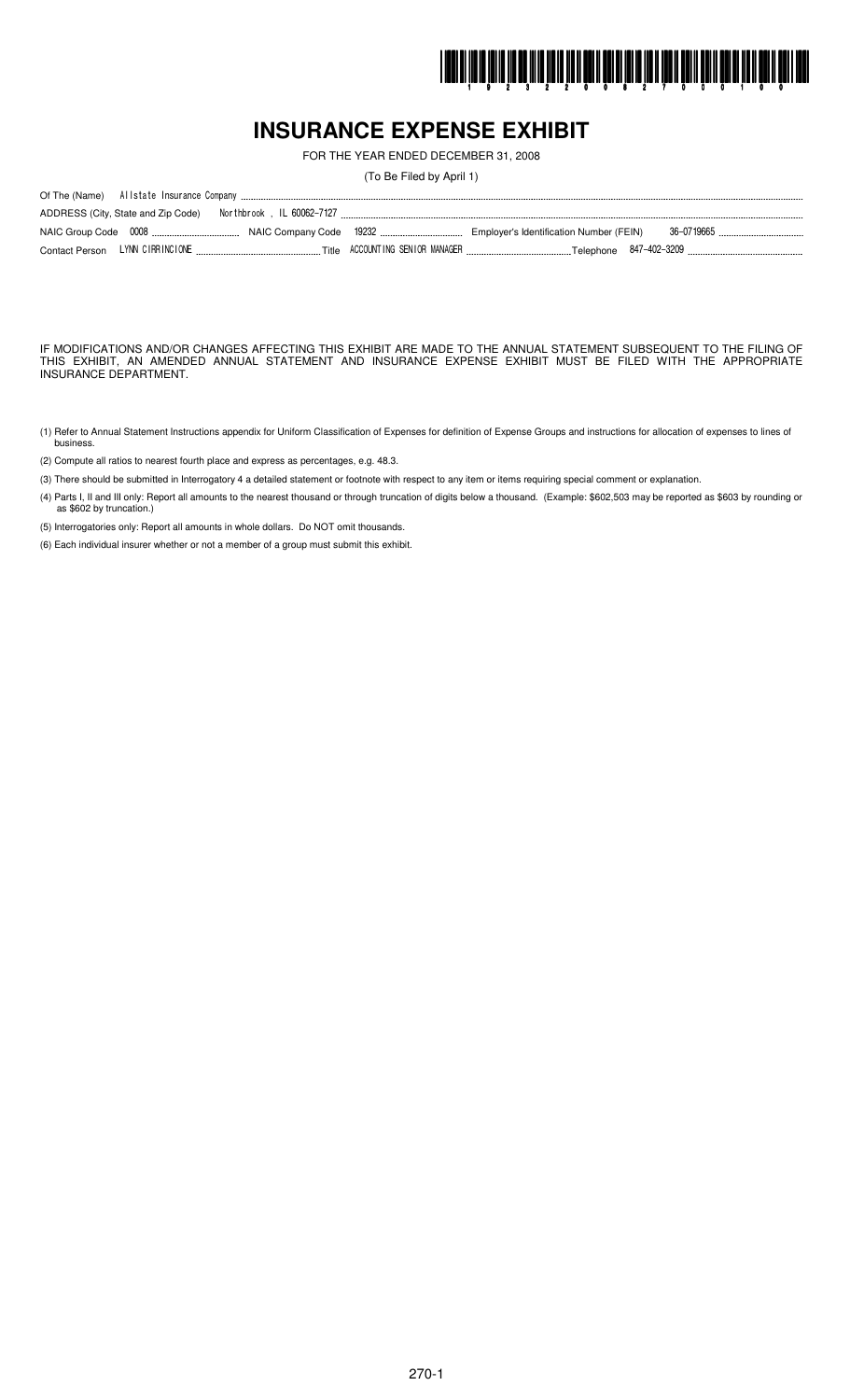# INSURANCE EXPENSE EXHIBIT

FOR THE YEAR ENDED DECEMBER 31, 2008

(To Be Filed by April 1)

Of The (Name) Allstate Insurance Company

ADDRESS (City, State and Zip Code) Northbrook , IL 60062-7127

NAIC Group Code 0008 NAIC Company Code 19232 Employer's Identification Number (FEIN) 36-0719665

Contact Person LYNN CIRRINCIONE Title ACCOUNTING SENIOR MANAGER Telephone 847-402-3209

IF MODIFICATIONS AND/OR CHANGES AFFECTING THIS EXHIBIT ARE MADE TO THE ANNUAL STATEMENT SUBSEQUENT TO THE FILING OF THIS EXHIBIT, AN AMENDED ANNUAL STATEMENT AND INSURANCE EXPENSE EXHIBIT MUST BE FILED WITH THE APPROPRIATE INSURANCE DEPARTMENT.

(1) Refer to Annual Statement Instructions appendix for Uniform Classification of Expenses for definition of Expense Groups and instructions for allocation of expenses to lines of business.

(2) Compute all ratios to nearest fourth place and express as percentages, e.g. 48.3.

(3) There should be submitted in Interrogatory 4 a detailed statement or footnote with respect to any item or items requiring special comment or explanation.

(4) Parts I, II and III only: Report all amounts to the nearest thousand or through truncation of digits below a thousand. (Example: $602,503 may be reported as $603 by rounding or as $602 by truncation.)

(5) Interrogatories only: Report all amounts in whole dollars. Do NOT omit thousands.

(6) Each individual insurer whether or not a member of a group must submit this exhibit.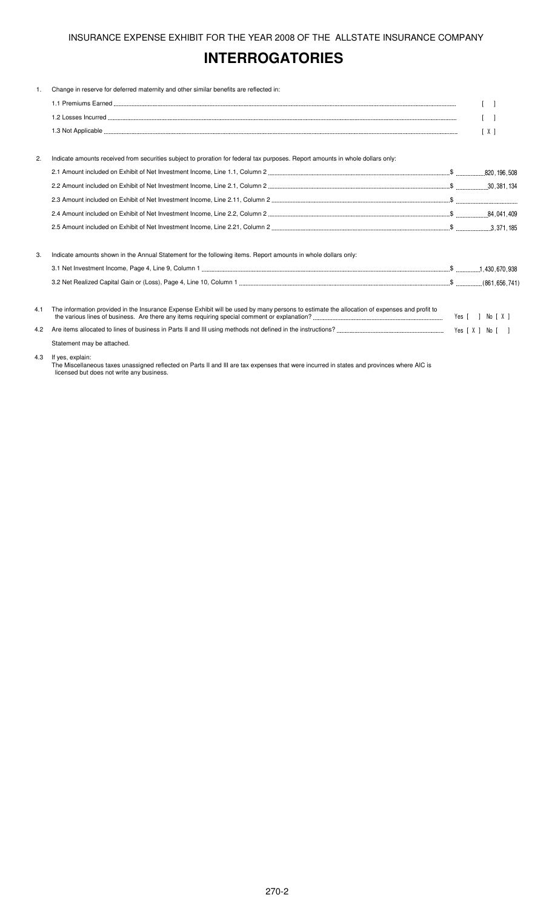INSURANCE EXPENSE EXHIBIT FOR THE YEAR 2008 OF THE ALLSTATE INSURANCE COMPANY

# INTERROGATORIES

1. Change in reserve for deferred maternity and other similar benefits are reflected in:

   1.1 Premiums Earned [ ]

   1.2 Losses Incurred [ ]

   1.3 Not Applicable [ X ]

2. Indicate amounts received from securities subject to proration for federal tax purposes. Report amounts in whole dollars only:

| | |
|---|---|
| 2.1 Amount included on Exhibit of Net Investment Income, Line 1.1, Column 2 | $ 820,196,508 |
| 2.2 Amount included on Exhibit of Net Investment Income, Line 2.1, Column 2 | $ 30,381,134 |
| 2.3 Amount included on Exhibit of Net Investment Income, Line 2.11, Column 2 | $ |
| 2.4 Amount included on Exhibit of Net Investment Income, Line 2.2, Column 2 | $ 84,041,409 |
| 2.5 Amount included on Exhibit of Net Investment Income, Line 2.21, Column 2 | $ 3,371,185 |

3. Indicate amounts shown in the Annual Statement for the following items. Report amounts in whole dollars only:

| | |
|---|---|
| 3.1 Net Investment Income, Page 4, Line 9, Column 1 | $ 1,430,670,938 |
| 3.2 Net Realized Capital Gain or (Loss), Page 4, Line 10, Column 1 | $ (861,656,741) |

4.1 The information provided in the Insurance Expense Exhibit will be used by many persons to estimate the allocation of expenses and profit to the various lines of business. Are there any items requiring special comment or explanation? Yes [ ] No [ X ]

4.2 Are items allocated to lines of business in Parts II and III using methods not defined in the instructions? Yes [ X ] No [ ]

Statement may be attached.

4.3 If yes, explain:

The Miscellaneous taxes unassigned reflected on Parts II and III are tax expenses that were incurred in states and provinces where AIC is licensed but does not write any business.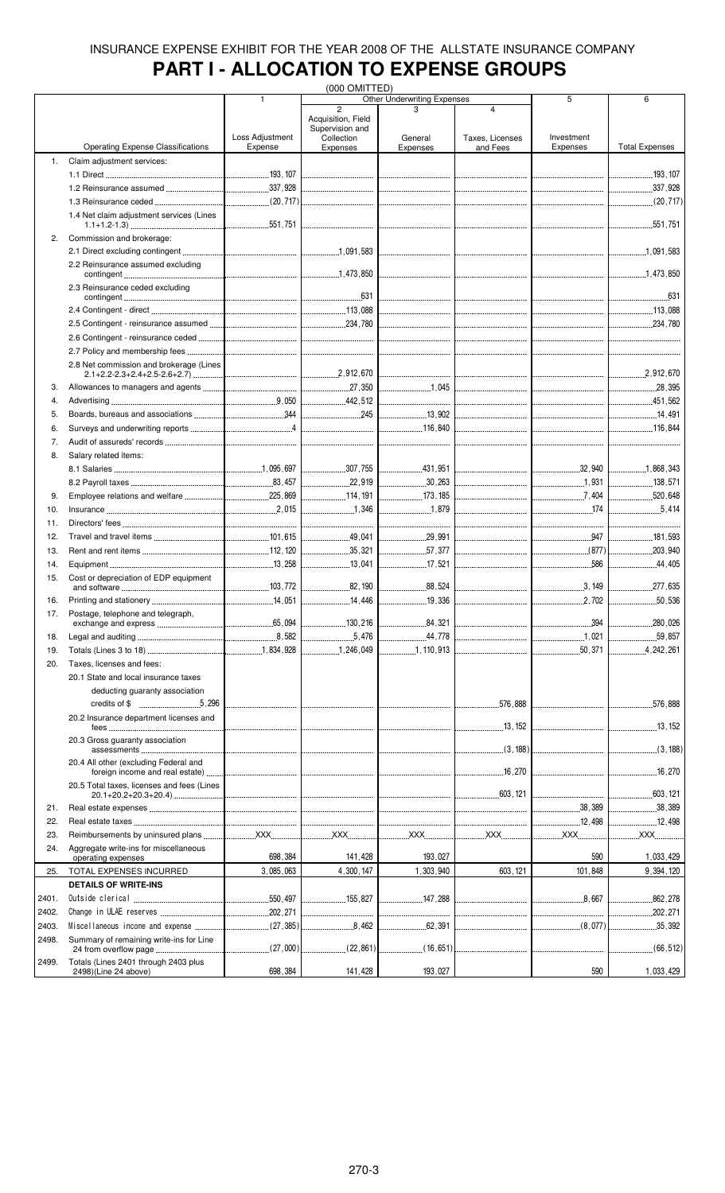INSURANCE EXPENSE EXHIBIT FOR THE YEAR 2008 OF THE ALLSTATE INSURANCE COMPANY

# PART I - ALLOCATION TO EXPENSE GROUPS

(000 OMITTED)

| | Operating Expense Classifications | 1 Loss Adjustment Expense | Other Underwriting Expenses 2 Acquisition, Field Supervision and Collection Expenses | 3 General Expenses | 4 Taxes, Licenses and Fees | 5 Investment Expenses | 6 Total Expenses |
|---|---|---|---|---|---|---|---|
| 1. | Claim adjustment services: | | | | | | |
| | 1.1 Direct | 193,107 | | | | | 193,107 |
| | 1.2 Reinsurance assumed | 337,928 | | | | | 337,928 |
| | 1.3 Reinsurance ceded | (20,717) | | | | | (20,717) |
| | 1.4 Net claim adjustment services (Lines 1.1+1.2-1.3) | 551,751 | | | | | 551,751 |
| 2. | Commission and brokerage: | | | | | | |
| | 2.1 Direct excluding contingent | | 1,091,583 | | | | 1,091,583 |
| | 2.2 Reinsurance assumed excluding contingent | | 1,473,850 | | | | 1,473,850 |
| | 2.3 Reinsurance ceded excluding contingent | | 631 | | | | 631 |
| | 2.4 Contingent - direct | | 113,088 | | | | 113,088 |
| | 2.5 Contingent - reinsurance assumed | | 234,780 | | | | 234,780 |
| | 2.6 Contingent - reinsurance ceded | | | | | | |
| | 2.7 Policy and membership fees | | | | | | |
| | 2.8 Net commission and brokerage (Lines 2.1+2.2-2.3+2.4+2.5-2.6+2.7) | | 2,912,670 | | | | 2,912,670 |
| 3. | Allowances to managers and agents | | 27,350 | 1,045 | | | 28,395 |
| 4. | Advertising | 9,050 | 442,512 | | | | 451,562 |
| 5. | Boards, bureaus and associations | 344 | 245 | 13,902 | | | 14,491 |
| 6. | Surveys and underwriting reports | 4 | | 116,840 | | | 116,844 |
| 7. | Audit of assureds' records | | | | | | |
| 8. | Salary related items: | | | | | | |
| | 8.1 Salaries | 1,095,697 | 307,755 | 431,951 | | 32,940 | 1,868,343 |
| | 8.2 Payroll taxes | 83,457 | 22,919 | 30,263 | | 1,931 | 138,571 |
| 9. | Employee relations and welfare | 225,869 | 114,191 | 173,185 | | 7,404 | 520,648 |
| 10. | Insurance | 2,015 | 1,346 | 1,879 | | 174 | 5,414 |
| 11. | Directors' fees | | | | | | |
| 12. | Travel and travel items | 101,615 | 49,041 | 29,991 | | 947 | 181,593 |
| 13. | Rent and rent items | 112,120 | 35,321 | 57,377 | | (877) | 203,940 |
| 14. | Equipment | 13,258 | 13,041 | 17,521 | | 586 | 44,405 |
| 15. | Cost or depreciation of EDP equipment and software | 103,772 | 82,190 | 88,524 | | 3,149 | 277,635 |
| 16. | Printing and stationery | 14,051 | 14,446 | 19,336 | | 2,702 | 50,536 |
| 17. | Postage, telephone and telegraph, exchange and express | 65,094 | 130,216 | 84,321 | | 394 | 280,026 |
| 18. | Legal and auditing | 8,582 | 5,476 | 44,778 | | 1,021 | 59,857 |
| 19. | Totals (Lines 3 to 18) | 1,834,928 | 1,246,049 | 1,110,913 | | 50,371 | 4,242,261 |
| 20. | Taxes, licenses and fees: | | | | | | |
| | 20.1 State and local insurance taxes deducting guaranty association credits of $ 5,296 | | | | 576,888 | | 576,888 |
| | 20.2 Insurance department licenses and fees | | | | 13,152 | | 13,152 |
| | 20.3 Gross guaranty association assessments | | | | (3,188) | | (3,188) |
| | 20.4 All other (excluding Federal and foreign income and real estate) | | | | 16,270 | | 16,270 |
| | 20.5 Total taxes, licenses and fees (Lines 20.1+20.2+20.3+20.4) | | | | 603,121 | | 603,121 |
| 21. | Real estate expenses | | | | | 38,389 | 38,389 |
| 22. | Real estate taxes | | | | | 12,498 | 12,498 |
| 23. | Reimbursements by uninsured plans | XXX | XXX | XXX | XXX | XXX | XXX |
| 24. | Aggregate write-ins for miscellaneous operating expenses | 698,384 | 141,428 | 193,027 | | 590 | 1,033,429 |
| 25. | TOTAL EXPENSES INCURRED | 3,085,063 | 4,300,147 | 1,303,940 | 603,121 | 101,848 | 9,394,120 |
| | **DETAILS OF WRITE-INS** | | | | | | |
| 2401. | Outside clerical | 550,497 | 155,827 | 147,288 | | 8,667 | 862,278 |
| 2402. | Change in ULAE reserves | 202,271 | | | | | 202,271 |
| 2403. | Miscellaneous income and expense | (27,385) | 8,462 | 62,391 | | (8,077) | 35,392 |
| 2498. | Summary of remaining write-ins for Line 24 from overflow page | (27,000) | (22,861) | (16,651) | | | (66,512) |
| 2499. | Totals (Lines 2401 through 2403 plus 2498)(Line 24 above) | 698,384 | 141,428 | 193,027 | | 590 | 1,033,429 |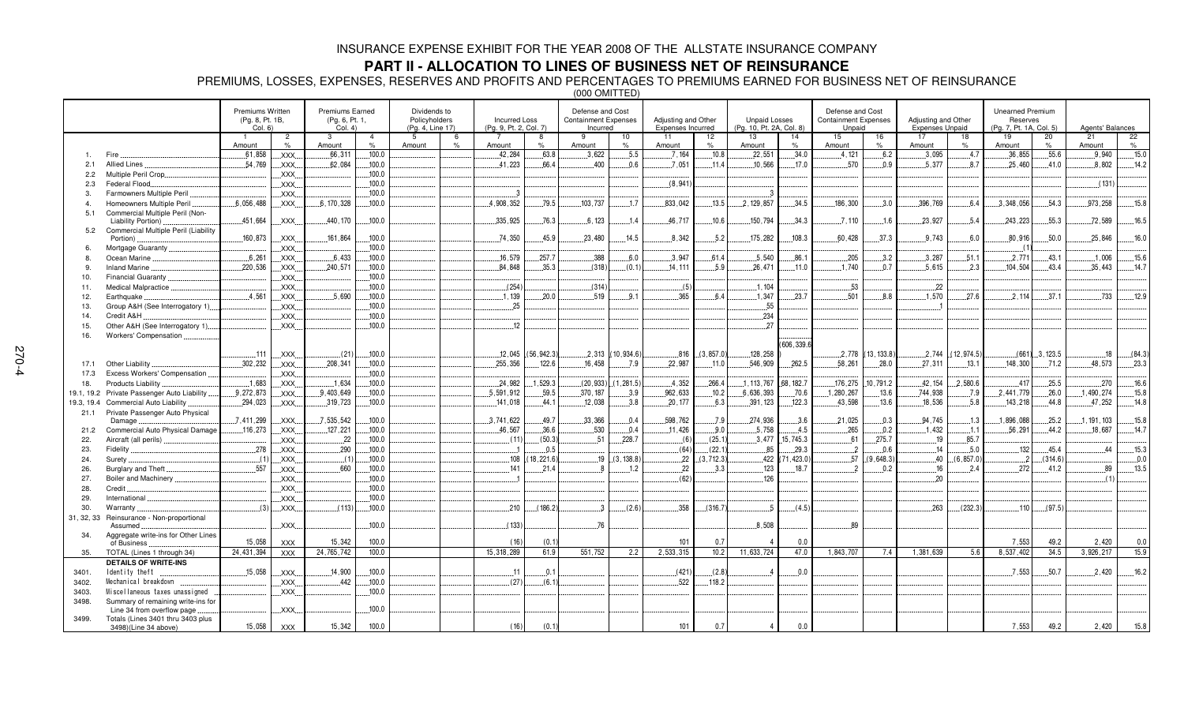# INSURANCE EXPENSE EXHIBIT FOR THE YEAR 2008 OF THE ALLSTATE INSURANCE COMPANY

## PART II - ALLOCATION TO LINES OF BUSINESS NET OF REINSURANCE

PREMIUMS, LOSSES, EXPENSES, RESERVES AND PROFITS AND PERCENTAGES TO PREMIUMS EARNED FOR BUSINESS NET OF REINSURANCE

(000 OMITTED)

| | | Premiums Written (Pg. 8, Pt. 1B, Col. 6) | | Premiums Earned (Pg. 6, Pt. 1, Col. 4) | | Dividends to Policyholders (Pg. 4, Line 17) | | Incurred Loss (Pg. 9, Pt. 2, Col. 7) | | Defense and Cost Containment Expenses Incurred | | Adjusting and Other Expenses Incurred | | Unpaid Losses (Pg. 10, Pt. 2A, Col. 8) | | Defense and Cost Containment Expenses Unpaid | | Adjusting and Other Expenses Unpaid | | Unearned Premium Reserves (Pg. 7, Pt. 1A, Col. 5) | | Agents' Balances | |
|---|---|---|---|---|---|---|---|---|---|---|---|---|---|---|---|---|---|---|---|---|---|---|---|
| | | 1 | 2 | 3 | 4 | 5 | 6 | 7 | 8 | 9 | 10 | 11 | 12 | 13 | 14 | 15 | 16 | 17 | 18 | 19 | 20 | 21 | 22 |
| | | Amount | % | Amount | % | Amount | % | Amount | % | Amount | % | Amount | % | Amount | % | Amount | % | Amount | % | Amount | % | Amount | % |
| 1. | Fire | 61,858 | XXX | 66,311 | 100.0 | | | 42,284 | 63.8 | 3,622 | 5.5 | 7,164 | 10.8 | 22,551 | 34.0 | 4,121 | 6.2 | 3,095 | 4.7 | 36,855 | 55.6 | 9,940 | 15.0 |
| 2.1 | Allied Lines | 54,769 | XXX | 62,084 | 100.0 | | | 41,223 | 66.4 | 400 | 0.6 | 7,051 | 11.4 | 10,566 | 17.0 | 570 | 0.9 | 5,377 | 8.7 | 25,460 | 41.0 | 8,802 | 14.2 |
| 2.2 | Multiple Peril Crop | | XXX | | 100.0 | | | | | | | | | | | | | | | | | | |
| 2.3 | Federal Flood | | XXX | | 100.0 | | | | | | | (8,941) | | | | | | | | | | (131) | |
| 3. | Farmowners Multiple Peril | | XXX | | 100.0 | | | 3 | | | | | | 3 | | | | | | | | | |
| 4. | Homeowners Multiple Peril | 6,056,488 | XXX | 6,170,328 | 100.0 | | | 4,908,352 | 79.5 | 103,737 | 1.7 | 833,042 | 13.5 | 2,129,857 | 34.5 | 186,300 | 3.0 | 396,769 | 6.4 | 3,348,056 | 54.3 | 973,258 | 15.8 |
| 5.1 | Commercial Multiple Peril (Non-Liability Portion) | 451,664 | XXX | 440,170 | 100.0 | | | 335,925 | 76.3 | 6,123 | 1.4 | 46,717 | 10.6 | 150,794 | 34.3 | 7,110 | 1.6 | 23,927 | 5.4 | 243,223 | 55.3 | 72,589 | 16.5 |
| 5.2 | Commercial Multiple Peril (Liability Portion) | 160,873 | XXX | 161,864 | 100.0 | | | 74,350 | 45.9 | 23,480 | 14.5 | 8,342 | 5.2 | 175,282 | 108.3 | 60,428 | 37.3 | 9,743 | 6.0 | 80,916 | 50.0 | 25,846 | 16.0 |
| 6. | Mortgage Guaranty | | XXX | | 100.0 | | | | | | | | | | | | | | | (1) | | | |
| 8. | Ocean Marine | 6,261 | XXX | 6,433 | 100.0 | | | 16,579 | 257.7 | 388 | 6.0 | 3,947 | 61.4 | 5,540 | 86.1 | 205 | 3.2 | 3,287 | 51.1 | 2,771 | 43.1 | 1,006 | 15.6 |
| 9. | Inland Marine | 220,536 | XXX | 240,571 | 100.0 | | | 84,848 | 35.3 | (318) | (0.1) | 14,111 | 5.9 | 26,471 | 11.0 | 1,740 | 0.7 | 5,615 | 2.3 | 104,504 | 43.4 | 35,443 | 14.7 |
| 10. | Financial Guaranty | | XXX | | 100.0 | | | | | | | | | | | | | | | | | | |
| 11. | Medical Malpractice | | XXX | | 100.0 | | | (254) | | (314) | | (5) | | 1,104 | | 53 | | 22 | | | | | |
| 12. | Earthquake | 4,561 | XXX | 5,690 | 100.0 | | | 1,139 | 20.0 | 519 | 9.1 | 365 | 6.4 | 1,347 | 23.7 | 501 | 8.8 | 1,570 | 27.6 | 2,114 | 37.1 | 733 | 12.9 |
| 13. | Group A&H (See Interrogatory 1) | | XXX | | 100.0 | | | 25 | | | | | | 55 | | | | 1 | | | | | |
| 14. | Credit A&H | | XXX | | 100.0 | | | | | | | | | 234 | | | | | | | | | |
| 15. | Other A&H (See Interrogatory 1) | | XXX | | 100.0 | | | 12 | | | | | | 27 | | | | | | | | | |
| 16. | Workers' Compensation | 111 | XXX | (21) | 100.0 | | | 12,045 | (56,942.3) | 2,313 | (10,934.6) | 816 | (3,857.0) | 128,258 | (606,339.6) | 2,778 | (13,133.8) | 2,744 | (12,974.5) | (661) | 3,123.5 | 18 | (84.3) |
| 17.1 | Other Liability | 302,232 | XXX | 208,341 | 100.0 | | | 255,356 | 122.6 | 16,458 | 7.9 | 22,987 | 11.0 | 546,909 | 262.5 | 58,261 | 28.0 | 27,311 | 13.1 | 148,300 | 71.2 | 48,573 | 23.3 |
| 17.3 | Excess Workers' Compensation | | XXX | | 100.0 | | | | | | | | | | | | | | | | | | |
| 18. | Products Liability | 1,683 | XXX | 1,634 | 100.0 | | | 24,982 | 1,529.3 | (20,933) | (1,281.5) | 4,352 | 266.4 | 1,113,767 | 68,182.7 | 176,275 | 10,791.2 | 42,154 | 2,580.6 | 417 | 25.5 | 270 | 16.6 |
| 19.1, 19.2 | Private Passenger Auto Liability | 9,272,873 | XXX | 9,403,649 | 100.0 | | | 5,591,912 | 59.5 | 370,187 | 3.9 | 962,633 | 10.2 | 6,636,393 | 70.6 | 1,280,267 | 13.6 | 744,938 | 7.9 | 2,441,779 | 26.0 | 1,490,274 | 15.8 |
| 19.3, 19.4 | Commercial Auto Liability | 294,023 | XXX | 319,723 | 100.0 | | | 141,018 | 44.1 | 12,038 | 3.8 | 20,177 | 6.3 | 391,123 | 122.3 | 43,598 | 13.6 | 18,536 | 5.8 | 143,218 | 44.8 | 47,252 | 14.8 |
| 21.1 | Private Passenger Auto Physical Damage | 7,411,299 | XXX | 7,535,542 | 100.0 | | | 3,741,622 | 49.7 | 33,366 | 0.4 | 598,762 | 7.9 | 274,936 | 3.6 | 21,025 | 0.3 | 94,745 | 1.3 | 1,896,088 | 25.2 | 1,191,103 | 15.8 |
| 21.2 | Commercial Auto Physical Damage | 116,273 | XXX | 127,221 | 100.0 | | | 46,567 | 36.6 | 530 | 0.4 | 11,426 | 9.0 | 5,758 | 4.5 | 265 | 0.2 | 1,432 | 1.1 | 56,291 | 44.2 | 18,687 | 14.7 |
| 22. | Aircraft (all perils) | | XXX | 22 | 100.0 | | | (11) | (50.3) | 51 | 228.7 | (6) | (25.1) | 3,477 | 15,745.3 | 61 | 275.7 | 19 | 85.7 | | | | |
| 23. | Fidelity | 278 | XXX | 290 | 100.0 | | | 1 | 0.5 | | | (64) | (22.1) | 85 | 29.3 | 2 | 0.6 | 14 | 5.0 | 132 | 45.4 | 44 | 15.3 |
| 24. | Surety | (1) | XXX | (1) | 100.0 | | | 108 | (18,221.6) | 19 | (3,138.8) | 22 | (3,712.3) | 422 | (71,423.0) | 57 | (9,648.3) | 40 | (6,857.0) | 2 | (314.6) | | 0.0 |
| 26. | Burglary and Theft | 557 | XXX | 660 | 100.0 | | | 141 | 21.4 | 8 | 1.2 | 22 | 3.3 | 123 | 18.7 | 2 | 0.2 | 16 | 2.4 | 272 | 41.2 | 89 | 13.5 |
| 27. | Boiler and Machinery | | XXX | | 100.0 | | | 1 | | | | (62) | | 126 | | | | 20 | | | | (1) | |
| 28. | Credit | | XXX | | 100.0 | | | | | | | | | | | | | | | | | | |
| 29. | International | | XXX | | 100.0 | | | | | | | | | | | | | | | | | | |
| 30. | Warranty | (3) | XXX | (113) | 100.0 | | | 210 | (186.2) | 3 | (2.6) | 358 | (316.7) | 5 | (4.5) | | | 263 | (232.3) | 110 | (97.5) | | |
| 31, 32, 33 | Reinsurance - Non-proportional Assumed | | XXX | | 100.0 | | | (133) | | 76 | | | | 8,508 | | 89 | | | | | | | |
| 34. | Aggregate write-ins for Other Lines of Business | 15,058 | XXX | 15,342 | 100.0 | | | (16) | (0.1) | | | 101 | 0.7 | 4 | 0.0 | | | | | 7,553 | 49.2 | 2,420 | 0.0 |
| 35. | TOTAL (Lines 1 through 34) | 24,431,394 | XXX | 24,765,742 | 100.0 | | | 15,318,289 | 61.9 | 551,752 | 2.2 | 2,533,315 | 10.2 | 11,633,724 | 47.0 | 1,843,707 | 7.4 | 1,381,639 | 5.6 | 8,537,402 | 34.5 | 3,926,217 | 15.9 |
| | **DETAILS OF WRITE-INS** | | | | | | | | | | | | | | | | | | | | | | |
| 3401. | Identity theft | 15,058 | XXX | 14,900 | 100.0 | | | 11 | 0.1 | | | (421) | (2.8) | 4 | 0.0 | | | | | 7,553 | 50.7 | 2,420 | 16.2 |
| 3402. | Mechanical breakdown | | XXX | 442 | 100.0 | | | (27) | (6.1) | | | 522 | 118.2 | | | | | | | | | | |
| 3403. | Miscellaneous taxes unassigned | | XXX | | 100.0 | | | | | | | | | | | | | | | | | | |
| 3498. | Summary of remaining write-ins for Line 34 from overflow page | | XXX | | 100.0 | | | | | | | | | | | | | | | | | | |
| 3499. | Totals (Lines 3401 thru 3403 plus 3498)(Line 34 above) | 15,058 | XXX | 15,342 | 100.0 | | | (16) | (0.1) | | | 101 | 0.7 | 4 | 0.0 | | | | | 7,553 | 49.2 | 2,420 | 15.8 |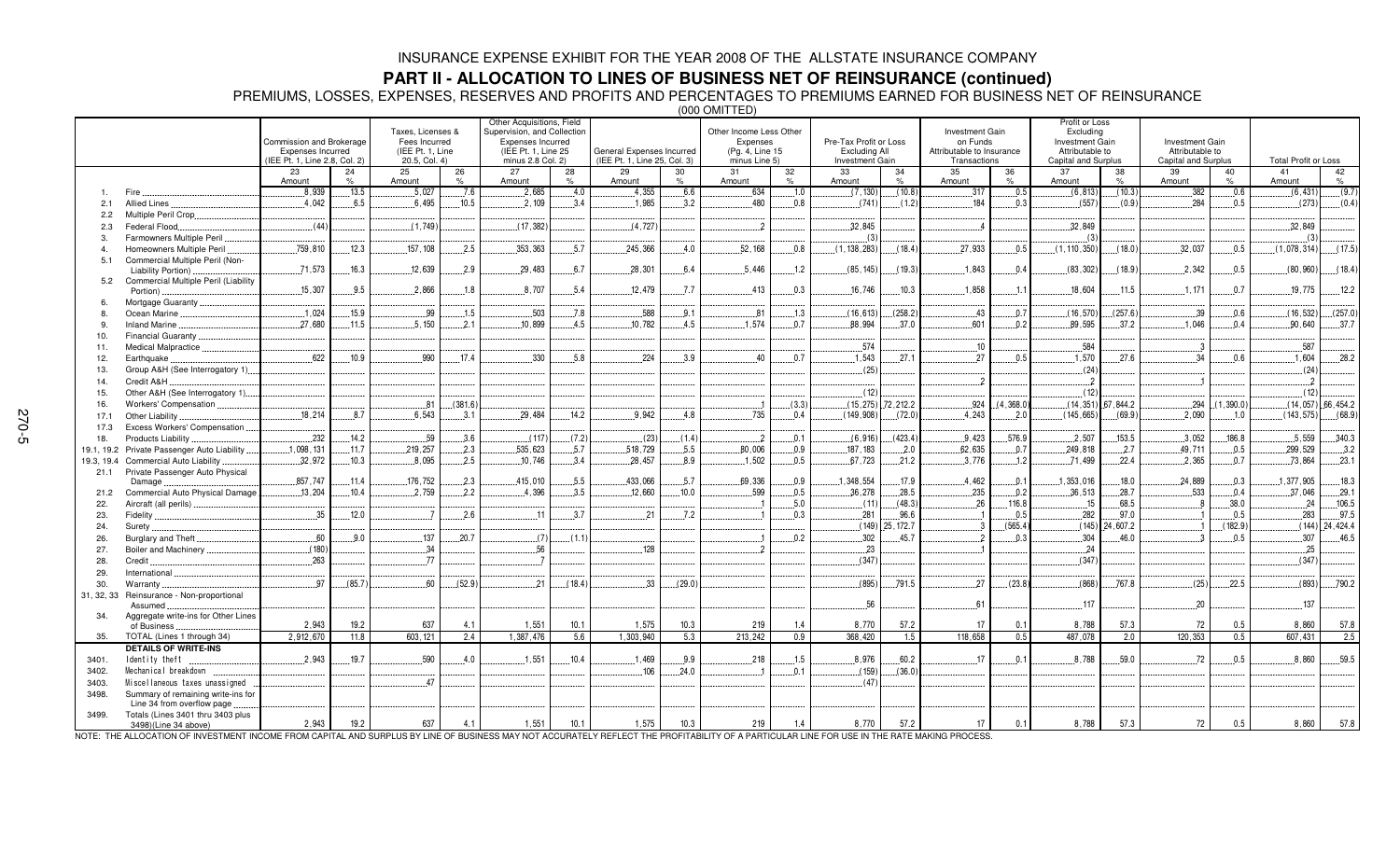# INSURANCE EXPENSE EXHIBIT FOR THE YEAR 2008 OF THE ALLSTATE INSURANCE COMPANY

## PART II - ALLOCATION TO LINES OF BUSINESS NET OF REINSURANCE (continued)

PREMIUMS, LOSSES, EXPENSES, RESERVES AND PROFITS AND PERCENTAGES TO PREMIUMS EARNED FOR BUSINESS NET OF REINSURANCE

(000 OMITTED)

| | | Commission and Brokerage Expenses Incurred (IEE Pt. 1, Line 2.8, Col. 2) | | Taxes, Licenses & Fees Incurred (IEE Pt. 1, Line 20.5, Col. 4) | | Other Acquisitions, Field Supervision, and Collection Expenses Incurred (IEE Pt. 1, Line 25 minus 2.8 Col. 2) | | General Expenses Incurred (IEE Pt. 1, Line 25, Col. 3) | | Other Income Less Other Expenses (Pg. 4, Line 15 minus Line 5) | | Pre-Tax Profit or Loss Excluding All Investment Gain | | Investment Gain on Funds Attributable to Insurance Transactions | | Profit or Loss Excluding Investment Gain Attributable to Capital and Surplus | | Investment Gain Attributable to Capital and Surplus | | Total Profit or Loss | |
|---|---|---|---|---|---|---|---|---|---|---|---|---|---|---|---|---|---|---|---|---|---|
| | | 23 Amount | 24 % | 25 Amount | 26 % | 27 Amount | 28 % | 29 Amount | 30 % | 31 Amount | 32 % | 33 Amount | 34 % | 35 Amount | 36 % | 37 Amount | 38 % | 39 Amount | 40 % | 41 Amount | 42 % |
| 1. | Fire | 8,939 | 13.5 | 5,027 | 7.6 | 2,685 | 4.0 | 4,355 | 6.6 | 634 | 1.0 | (7,130) | (10.8) | 317 | 0.5 | (6,813) | (10.3) | 382 | 0.6 | (6,431) | (9.7) |
| 2.1 | Allied Lines | 4,042 | 6.5 | 6,495 | 10.5 | 2,109 | 3.4 | 1,985 | 3.2 | 480 | 0.8 | (741) | (1.2) | 184 | 0.3 | (557) | (0.9) | 284 | 0.5 | (273) | (0.4) |
| 2.2 | Multiple Peril Crop | | | | | | | | | | | | | | | | | | | | |
| 2.3 | Federal Flood | (44) | | (1,749) | | (17,382) | | (4,727) | | 2 | | 32,845 | | 4 | | 32,849 | | | | 32,849 | |
| 3. | Farmowners Multiple Peril | | | | | | | | | | | (3) | | | | (3) | | | | (3) | |
| 4. | Homeowners Multiple Peril | 759,810 | 12.3 | 157,108 | 2.5 | 353,363 | 5.7 | 245,366 | 4.0 | 52,168 | 0.8 | (1,138,283) | (18.4) | 27,933 | 0.5 | (1,110,350) | (18.0) | 32,037 | 0.5 | (1,078,314) | (17.5) |
| 5.1 | Commercial Multiple Peril (Non-Liability Portion) | 71,573 | 16.3 | 12,639 | 2.9 | 29,483 | 6.7 | 28,301 | 6.4 | 5,446 | 1.2 | (85,145) | (19.3) | 1,843 | 0.4 | (83,302) | (18.9) | 2,342 | 0.5 | (80,960) | (18.4) |
| 5.2 | Commercial Multiple Peril (Liability Portion) | 15,307 | 9.5 | 2,866 | 1.8 | 8,707 | 5.4 | 12,479 | 7.7 | 413 | 0.3 | 16,746 | 10.3 | 1,858 | 1.1 | 18,604 | 11.5 | 1,171 | 0.7 | 19,775 | 12.2 |
| 6. | Mortgage Guaranty | | | | | | | | | | | | | | | | | | | | |
| 8. | Ocean Marine | 1,024 | 15.9 | 99 | 1.5 | 503 | 7.8 | 588 | 9.1 | 81 | 1.3 | (16,613) | (258.2) | 43 | 0.7 | (16,570) | (257.6) | 39 | 0.6 | (16,532) | (257.0) |
| 9. | Inland Marine | 27,680 | 11.5 | 5,150 | 2.1 | 10,899 | 4.5 | 10,782 | 4.5 | 1,574 | 0.7 | 88,994 | 37.0 | 601 | 0.2 | 89,595 | 37.2 | 1,046 | 0.4 | 90,640 | 37.7 |
| 10. | Financial Guaranty | | | | | | | | | | | | | | | | | | | | |
| 11. | Medical Malpractice | | | | | | | | | | | 574 | | 10 | | 584 | | 3 | | 587 | |
| 12. | Earthquake | 622 | 10.9 | 990 | 17.4 | 330 | 5.8 | 224 | 3.9 | 40 | 0.7 | 1,543 | 27.1 | 27 | 0.5 | 1,570 | 27.6 | 34 | 0.6 | 1,604 | 28.2 |
| 13. | Group A&H (See Interrogatory 1) | | | | | | | | | | | (25) | | | | (24) | | | | (24) | |
| 14. | Credit A&H | | | | | | | | | | | | | 2 | | 2 | | 1 | | 2 | |
| 15. | Other A&H (See Interrogatory 1) | | | | | | | | | | | (12) | | | | (12) | | | | (12) | |
| 16. | Workers' Compensation | | | 81 | (381.6) | | | | | 1 | (3.3) | (15,275) | 72,212.2 | 924 | (4,368.0) | (14,351) | 67,844.2 | 294 | (1,390.0) | (14,057) | 66,454.2 |
| 17.1 | Other Liability | 18,214 | 8.7 | 6,543 | 3.1 | 29,484 | 14.2 | 9,942 | 4.8 | 735 | 0.4 | (149,908) | (72.0) | 4,243 | 2.0 | (145,665) | (69.9) | 2,090 | 1.0 | (143,575) | (68.9) |
| 17.3 | Excess Workers' Compensation | | | | | | | | | | | | | | | | | | | | |
| 18. | Products Liability | 232 | 14.2 | 59 | 3.6 | (117) | (7.2) | (23) | (1.4) | 2 | 0.1 | (6,916) | (423.4) | 9,423 | 576.9 | 2,507 | 153.5 | 3,052 | 186.8 | 5,559 | 340.3 |
| 19.1, 19.2 | Private Passenger Auto Liability | 1,098,131 | 11.7 | 219,257 | 2.3 | 535,623 | 5.7 | 518,729 | 5.5 | 80,006 | 0.9 | 187,183 | 2.0 | 62,635 | 0.7 | 249,818 | 2.7 | 49,711 | 0.5 | 299,529 | 3.2 |
| 19.3, 19.4 | Commercial Auto Liability | 32,972 | 10.3 | 8,095 | 2.5 | 10,746 | 3.4 | 28,457 | 8.9 | 1,502 | 0.5 | 67,723 | 21.2 | 3,776 | 1.2 | 71,499 | 22.4 | 2,365 | 0.7 | 73,864 | 23.1 |
| 21.1 | Private Passenger Auto Physical Damage | 857,747 | 11.4 | 176,752 | 2.3 | 415,010 | 5.5 | 433,066 | 5.7 | 69,336 | 0.9 | 1,348,554 | 17.9 | 4,462 | 0.1 | 1,353,016 | 18.0 | 24,889 | 0.3 | 1,377,905 | 18.3 |
| 21.2 | Commercial Auto Physical Damage | 13,204 | 10.4 | 2,759 | 2.2 | 4,396 | 3.5 | 12,660 | 10.0 | 599 | 0.5 | 36,278 | 28.5 | 235 | 0.2 | 36,513 | 28.7 | 533 | 0.4 | 37,046 | 29.1 |
| 22. | Aircraft (all perils) | | | | | | | | | 1 | 5.0 | (11) | (48.3) | 26 | 116.8 | 15 | 68.5 | 8 | 38.0 | 24 | 106.5 |
| 23. | Fidelity | 35 | 12.0 | 7 | 2.6 | 11 | 3.7 | 21 | 7.2 | 1 | 0.3 | 281 | 96.6 | 1 | 0.5 | 282 | 97.0 | 1 | 0.5 | 283 | 97.5 |
| 24. | Surety | | | | | | | | | | | (149) | 25,172.7 | 3 | (565.4) | (145) | 24,607.2 | 1 | (182.9) | (144) | 24,424.4 |
| 26. | Burglary and Theft | 60 | 9.0 | 137 | 20.7 | (7) | (1.1) | | | 1 | 0.2 | 302 | 45.7 | 2 | 0.3 | 304 | 46.0 | 3 | 0.5 | 307 | 46.5 |
| 27. | Boiler and Machinery | (180) | | 34 | | 56 | | 128 | | 2 | | 23 | | 1 | | 24 | | | | 25 | |
| 28. | Credit | 263 | | 77 | | 7 | | | | | | (347) | | | | (347) | | | | (347) | |
| 29. | International | | | | | | | | | | | | | | | | | | | | |
| 30. | Warranty | 97 | (85.7) | 60 | (52.9) | 21 | (18.4) | 33 | (29.0) | | | (895) | 791.5 | 27 | (23.8) | (868) | 767.8 | (25) | 22.5 | (893) | 790.2 |
| 31, 32, 33 | Reinsurance - Non-proportional Assumed | | | | | | | | | | | 56 | | 61 | | 117 | | 20 | | 137 | |
| 34. | Aggregate write-ins for Other Lines of Business | 2,943 | 19.2 | 637 | 4.1 | 1,551 | 10.1 | 1,575 | 10.3 | 219 | 1.4 | 8,770 | 57.2 | 17 | 0.1 | 8,788 | 57.3 | 72 | 0.5 | 8,860 | 57.8 |
| 35. | TOTAL (Lines 1 through 34) | 2,912,670 | 11.8 | 603,121 | 2.4 | 1,387,476 | 5.6 | 1,303,940 | 5.3 | 213,242 | 0.9 | 368,420 | 1.5 | 118,658 | 0.5 | 487,078 | 2.0 | 120,353 | 0.5 | 607,431 | 2.5 |
| | **DETAILS OF WRITE-INS** | | | | | | | | | | | | | | | | | | | | |
| 3401. | Identity theft | 2,943 | 19.7 | 590 | 4.0 | 1,551 | 10.4 | 1,469 | 9.9 | 218 | 1.5 | 8,976 | 60.2 | 17 | 0.1 | 8,788 | 59.0 | 72 | 0.5 | 8,860 | 59.5 |
| 3402. | Mechanical breakdown | | | | | | | 106 | 24.0 | 1 | 0.1 | (159) | (36.0) | | | | | | | | |
| 3403. | Miscellaneous taxes unassigned | | | 47 | | | | | | | | (47) | | | | | | | | | |
| 3498. | Summary of remaining write-ins for Line 34 from overflow page | | | | | | | | | | | | | | | | | | | | |
| 3499. | Totals (Lines 3401 thru 3403 plus 3498)(Line 34 above) | 2,943 | 19.2 | 637 | 4.1 | 1,551 | 10.1 | 1,575 | 10.3 | 219 | 1.4 | 8,770 | 57.2 | 17 | 0.1 | 8,788 | 57.3 | 72 | 0.5 | 8,860 | 57.8 |

NOTE: THE ALLOCATION OF INVESTMENT INCOME FROM CAPITAL AND SURPLUS BY LINE OF BUSINESS MAY NOT ACCURATELY REFLECT THE PROFITABILITY OF A PARTICULAR LINE FOR USE IN THE RATE MAKING PROCESS.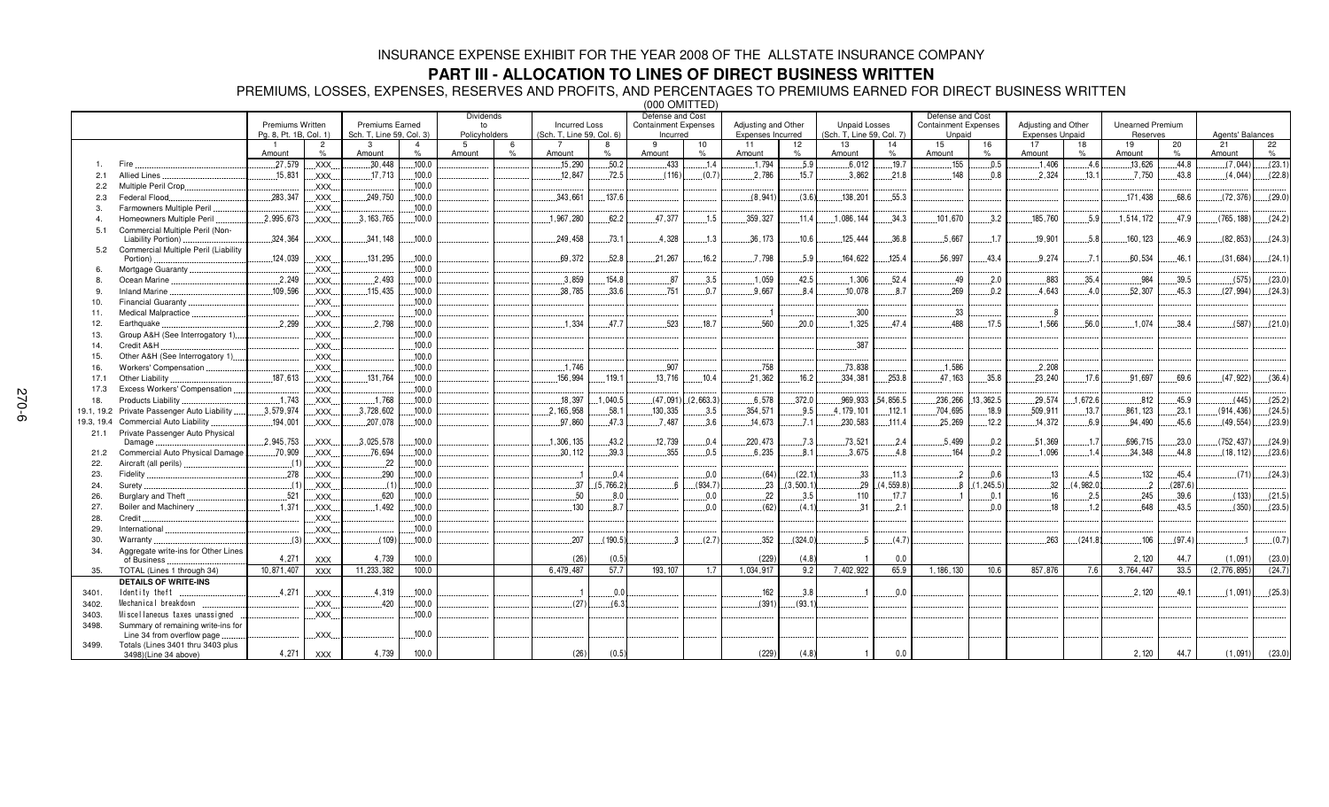# INSURANCE EXPENSE EXHIBIT FOR THE YEAR 2008 OF THE ALLSTATE INSURANCE COMPANY

## PART III - ALLOCATION TO LINES OF DIRECT BUSINESS WRITTEN

PREMIUMS, LOSSES, EXPENSES, RESERVES AND PROFITS, AND PERCENTAGES TO PREMIUMS EARNED FOR DIRECT BUSINESS WRITTEN

(000 OMITTED)

| | | Premiums Written Pg. 8, Pt. 1B, Col. 1) | | Premiums Earned Sch. T, Line 59, Col. 3) | | Dividends to Policyholders | | Incurred Loss (Sch. T, Line 59, Col. 6) | | Defense and Cost Containment Expenses Incurred | | Adjusting and Other Expenses Incurred | | Unpaid Losses (Sch. T, Line 59, Col. 7) | | Defense and Cost Containment Expenses Unpaid | | Adjusting and Other Expenses Unpaid | | Unearned Premium Reserves | | Agents' Balances | |
|---|---|---|---|---|---|---|---|---|---|---|---|---|---|---|---|---|---|---|---|---|---|---|---|
| | | 1 Amount | 2 % | 3 Amount | 4 % | 5 Amount | 6 % | 7 Amount | 8 % | 9 Amount | 10 % | 11 Amount | 12 % | 13 Amount | 14 % | 15 Amount | 16 % | 17 Amount | 18 % | 19 Amount | 20 % | 21 Amount | 22 % |
| 1. | Fire | 27,579 | XXX | 30,448 | 100.0 | | | 15,290 | 50.2 | 433 | 1.4 | 1,794 | 5.9 | 6,012 | 19.7 | 155 | 0.5 | 1,406 | 4.6 | 13,626 | 44.8 | (7,044) | (23.1) |
| 2.1 | Allied Lines | 15,831 | XXX | 17,713 | 100.0 | | | 12,847 | 72.5 | (116) | (0.7) | 2,786 | 15.7 | 3,862 | 21.8 | 148 | 0.8 | 2,324 | 13.1 | 7,750 | 43.8 | (4,044) | (22.8) |
| 2.2 | Multiple Peril Crop | | XXX | | 100.0 | | | | | | | | | | | | | | | | | | |
| 2.3 | Federal Flood | 283,347 | XXX | 249,750 | 100.0 | | | 343,661 | 137.6 | | | (8,941) | (3.6) | 138,201 | 55.3 | | | | | 171,438 | 68.6 | (72,376) | (29.0) |
| 3. | Farmowners Multiple Peril | | XXX | | 100.0 | | | | | | | | | | | | | | | | | | |
| 4. | Homeowners Multiple Peril | 2,995,673 | XXX | 3,163,765 | 100.0 | | | 1,967,280 | 62.2 | 47,377 | 1.5 | 359,327 | 11.4 | 1,086,144 | 34.3 | 101,670 | 3.2 | 185,760 | 5.9 | 1,514,172 | 47.9 | (765,188) | (24.2) |
| 5.1 | Commercial Multiple Peril (Non-Liability Portion) | 324,364 | XXX | 341,148 | 100.0 | | | 249,458 | 73.1 | 4,328 | 1.3 | 36,173 | 10.6 | 125,444 | 36.8 | 5,667 | 1.7 | 19,901 | 5.8 | 160,123 | 46.9 | (82,853) | (24.3) |
| 5.2 | Commercial Multiple Peril (Liability Portion) | 124,039 | XXX | 131,295 | 100.0 | | | 69,372 | 52.8 | 21,267 | 16.2 | 7,798 | 5.9 | 164,622 | 125.4 | 56,997 | 43.4 | 9,274 | 7.1 | 60,534 | 46.1 | (31,684) | (24.1) |
| 6. | Mortgage Guaranty | | XXX | | 100.0 | | | | | | | | | | | | | | | | | | |
| 8. | Ocean Marine | 2,249 | XXX | 2,493 | 100.0 | | | 3,859 | 154.8 | 87 | 3.5 | 1,059 | 42.5 | 1,306 | 52.4 | 49 | 2.0 | 883 | 35.4 | 984 | 39.5 | (575) | (23.0) |
| 9. | Inland Marine | 109,596 | XXX | 115,435 | 100.0 | | | 38,785 | 33.6 | 751 | 0.7 | 9,667 | 8.4 | 10,078 | 8.7 | 269 | 0.2 | 4,643 | 4.0 | 52,307 | 45.3 | (27,994) | (24.3) |
| 10. | Financial Guaranty | | XXX | | 100.0 | | | | | | | | | | | | | | | | | | |
| 11. | Medical Malpractice | | XXX | | 100.0 | | | | | | | 1 | | 300 | | 33 | | 8 | | | | | |
| 12. | Earthquake | 2,299 | XXX | 2,798 | 100.0 | | | 1,334 | 47.7 | 523 | 18.7 | 560 | 20.0 | 1,325 | 47.4 | 488 | 17.5 | 1,566 | 56.0 | 1,074 | 38.4 | (587) | (21.0) |
| 13. | Group A&H (See Interrogatory 1) | | XXX | | 100.0 | | | | | | | | | | | | | | | | | | |
| 14. | Credit A&H | | XXX | | 100.0 | | | | | | | | | 387 | | | | | | | | | |
| 15. | Other A&H (See Interrogatory 1) | | XXX | | 100.0 | | | | | | | | | | | | | | | | | | |
| 16. | Workers' Compensation | | XXX | | 100.0 | | | 1,746 | | 907 | | 758 | | 73,838 | | 1,586 | | 2,208 | | | | | |
| 17.1 | Other Liability | 187,613 | XXX | 131,764 | 100.0 | | | 156,994 | 119.1 | 13,716 | 10.4 | 21,362 | 16.2 | 334,381 | 253.8 | 47,163 | 35.8 | 23,240 | 17.6 | 91,697 | 69.6 | (47,922) | (36.4) |
| 17.3 | Excess Workers' Compensation | | XXX | | 100.0 | | | | | | | | | | | | | | | | | | |
| 18. | Products Liability | 1,743 | XXX | 1,768 | 100.0 | | | 18,397 | 1,040.5 | (47,091) | (2,663.3) | 6,578 | 372.0 | 969,933 | 54,856.5 | 236,266 | 13,362.5 | 29,574 | 1,672.6 | 812 | 45.9 | (445) | (25.2) |
| 19.1, 19.2 | Private Passenger Auto Liability | 3,579,974 | XXX | 3,728,602 | 100.0 | | | 2,165,958 | 58.1 | 130,335 | 3.5 | 354,571 | 9.5 | 4,179,101 | 112.1 | 704,695 | 18.9 | 509,911 | 13.7 | 861,123 | 23.1 | (914,436) | (24.5) |
| 19.3, 19.4 | Commercial Auto Liability | 194,001 | XXX | 207,078 | 100.0 | | | 97,860 | 47.3 | 7,487 | 3.6 | 14,673 | 7.1 | 230,583 | 111.4 | 25,269 | 12.2 | 14,372 | 6.9 | 94,490 | 45.6 | (49,554) | (23.9) |
| 21.1 | Private Passenger Auto Physical Damage | 2,945,753 | XXX | 3,025,578 | 100.0 | | | 1,306,135 | 43.2 | 12,739 | 0.4 | 220,473 | 7.3 | 73,521 | 2.4 | 5,499 | 0.2 | 51,369 | 1.7 | 696,715 | 23.0 | (752,437) | (24.9) |
| 21.2 | Commercial Auto Physical Damage | 70,909 | XXX | 76,694 | 100.0 | | | 30,112 | 39.3 | 355 | 0.5 | 6,235 | 8.1 | 3,675 | 4.8 | 164 | 0.2 | 1,096 | 1.4 | 34,348 | 44.8 | (18,112) | (23.6) |
| 22. | Aircraft (all perils) | (1) | XXX | 22 | 100.0 | | | | | | | | | | | | | | | | | | |
| 23. | Fidelity | 278 | XXX | 290 | 100.0 | | | 1 | 0.4 | | 0.0 | (64) | (22.1) | 33 | 11.3 | 2 | 0.6 | 13 | 4.5 | 132 | 45.4 | (71) | (24.3) |
| 24. | Surety | (1) | XXX | (1) | 100.0 | | | 37 | (5,766.2) | 6 | (934.7) | 23 | (3,500.1) | 29 | (4,559.8) | 8 | (1,245.5) | 32 | (4,982.0) | 2 | (287.6) | | |
| 26. | Burglary and Theft | 521 | XXX | 620 | 100.0 | | | 50 | 8.0 | | 0.0 | 22 | 3.5 | 110 | 17.7 | 1 | 0.1 | 16 | 2.5 | 245 | 39.6 | (133) | (21.5) |
| 27. | Boiler and Machinery | 1,371 | XXX | 1,492 | 100.0 | | | 130 | 8.7 | | 0.0 | (62) | (4.1) | 31 | 2.1 | | 0.0 | 18 | 1.2 | 648 | 43.5 | (350) | (23.5) |
| 28. | Credit | | XXX | | 100.0 | | | | | | | | | | | | | | | | | | |
| 29. | International | | XXX | | 100.0 | | | | | | | | | | | | | | | | | | |
| 30. | Warranty | (3) | XXX | (109) | 100.0 | | | 207 | (190.5) | 3 | (2.7) | 352 | (324.0) | 5 | (4.7) | | | 263 | (241.8) | 106 | (97.4) | 1 | (0.7) |
| 34. | Aggregate write-ins for Other Lines of Business | 4,271 | XXX | 4,739 | 100.0 | | | (26) | (0.5) | | | (229) | (4.8) | 1 | 0.0 | | | | | 2,120 | 44.7 | (1,091) | (23.0) |
| 35. | TOTAL (Lines 1 through 34) | 10,871,407 | XXX | 11,233,382 | 100.0 | | | 6,479,487 | 57.7 | 193,107 | 1.7 | 1,034,917 | 9.2 | 7,402,922 | 65.9 | 1,186,130 | 10.6 | 857,876 | 7.6 | 3,764,447 | 33.5 | (2,776,895) | (24.7) |
| | **DETAILS OF WRITE-INS** | | | | | | | | | | | | | | | | | | | | | | |
| 3401. | Identity theft | 4,271 | XXX | 4,319 | 100.0 | | | 1 | 0.0 | | | 162 | 3.8 | 1 | 0.0 | | | | | 2,120 | 49.1 | (1,091) | (25.3) |
| 3402. | Mechanical breakdown | | XXX | 420 | 100.0 | | | (27) | (6.3) | | | (391) | (93.1) | | | | | | | | | | |
| 3403. | Miscellaneous taxes unassigned | | XXX | | 100.0 | | | | | | | | | | | | | | | | | | |
| 3498. | Summary of remaining write-ins for Line 34 from overflow page | | XXX | | 100.0 | | | | | | | | | | | | | | | | | | |
| 3499. | Totals (Lines 3401 thru 3403 plus 3498)(Line 34 above) | 4,271 | XXX | 4,739 | 100.0 | | | (26) | (0.5) | | | (229) | (4.8) | 1 | 0.0 | | | | | 2,120 | 44.7 | (1,091) | (23.0) |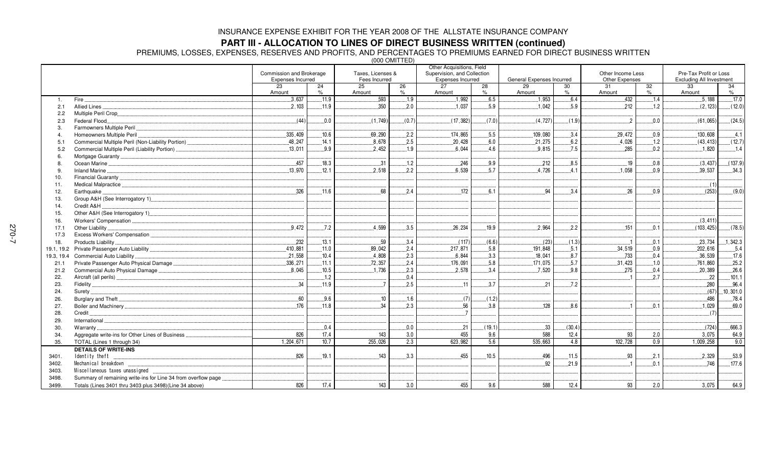# INSURANCE EXPENSE EXHIBIT FOR THE YEAR 2008 OF THE ALLSTATE INSURANCE COMPANY

## PART III - ALLOCATION TO LINES OF DIRECT BUSINESS WRITTEN (continued)

PREMIUMS, LOSSES, EXPENSES, RESERVES AND PROFITS, AND PERCENTAGES TO PREMIUMS EARNED FOR DIRECT BUSINESS WRITTEN

(000 OMITTED)

| | | Commission and Brokerage Expenses Incurred | | Taxes, Licenses & Fees Incurred | | Other Acquisitions, Field Supervision, and Collection Expenses Incurred | | General Expenses Incurred | | Other Income Less Other Expenses | | Pre-Tax Profit or Loss Excluding All Investment | |
|---|---|---|---|---|---|---|---|---|---|---|---|---|---|
| | | 23 | 24 | 25 | 26 | 27 | 28 | 29 | 30 | 31 | 32 | 33 | 34 |
| | | Amount | % | Amount | % | Amount | % | Amount | % | Amount | % | Amount | % |
| 1. | Fire | 3,637 | 11.9 | 593 | 1.9 | 1,992 | 6.5 | 1,953 | 6.4 | 432 | 1.4 | 5,188 | 17.0 |
| 2.1 | Allied Lines | 2,103 | 11.9 | 350 | 2.0 | 1,037 | 5.9 | 1,042 | 5.9 | 212 | 1.2 | (2,123) | (12.0) |
| 2.2 | Multiple Peril Crop | | | | | | | | | | | | |
| 2.3 | Federal Flood | (44) | 0.0 | (1,749) | (0.7) | (17,382) | (7.0) | (4,727) | (1.9) | 2 | 0.0 | (61,065) | (24.5) |
| 3. | Farmowners Multiple Peril | | | | | | | | | | | | |
| 4. | Homeowners Multiple Peril | 335,409 | 10.6 | 69,290 | 2.2 | 174,865 | 5.5 | 109,080 | 3.4 | 29,472 | 0.9 | 130,608 | 4.1 |
| 5.1 | Commercial Multiple Peril (Non-Liability Portion) | 48,247 | 14.1 | 8,678 | 2.5 | 20,428 | 6.0 | 21,275 | 6.2 | 4,026 | 1.2 | (43,413) | (12.7) |
| 5.2 | Commercial Multiple Peril (Liability Portion) | 13,011 | 9.9 | 2,452 | 1.9 | 6,044 | 4.6 | 9,815 | 7.5 | 285 | 0.2 | 1,820 | 1.4 |
| 6. | Mortgage Guaranty | | | | | | | | | | | | |
| 8. | Ocean Marine | 457 | 18.3 | 31 | 1.2 | 246 | 9.9 | 212 | 8.5 | 19 | 0.8 | (3,437) | (137.9) |
| 9. | Inland Marine | 13,970 | 12.1 | 2,518 | 2.2 | 6,539 | 5.7 | 4,726 | 4.1 | 1,058 | 0.9 | 39,537 | 34.3 |
| 10. | Financial Guaranty | | | | | | | | | | | | |
| 11. | Medical Malpractice | | | | | | | | | | | (1) | |
| 12. | Earthquake | 326 | 11.6 | 68 | 2.4 | 172 | 6.1 | 94 | 3.4 | 26 | 0.9 | (253) | (9.0) |
| 13. | Group A&H (See Interrogatory 1) | | | | | | | | | | | | |
| 14. | Credit A&H | | | | | | | | | | | | |
| 15. | Other A&H (See Interrogatory 1) | | | | | | | | | | | | |
| 16. | Workers' Compensation | | | | | | | | | | | (3,411) | |
| 17.1 | Other Liability | 9,472 | 7.2 | 4,599 | 3.5 | 26,234 | 19.9 | 2,964 | 2.2 | 151 | 0.1 | (103,425) | (78.5) |
| 17.3 | Excess Workers' Compensation | | | | | | | | | | | | |
| 18. | Products Liability | 232 | 13.1 | 59 | 3.4 | (117) | (6.6) | (23) | (1.3) | 1 | 0.1 | 23,734 | 1,342.3 |
| 19.1, 19.2 | Private Passenger Auto Liability | 410,881 | 11.0 | 89,042 | 2.4 | 217,871 | 5.8 | 191,848 | 5.1 | 34,519 | 0.9 | 202,616 | 5.4 |
| 19.3, 19.4 | Commercial Auto Liability | 21,558 | 10.4 | 4,808 | 2.3 | 6,844 | 3.3 | 18,041 | 8.7 | 733 | 0.4 | 36,539 | 17.6 |
| 21.1 | Private Passenger Auto Physical Damage | 336,271 | 11.1 | 72,357 | 2.4 | 176,091 | 5.8 | 171,075 | 5.7 | 31,423 | 1.0 | 761,860 | 25.2 |
| 21.2 | Commercial Auto Physical Damage | 8,045 | 10.5 | 1,736 | 2.3 | 2,578 | 3.4 | 7,520 | 9.8 | 275 | 0.4 | 20,389 | 26.6 |
| 22. | Aircraft (all perils) | | 1.2 | | 0.4 | | | | | 1 | 2.7 | 22 | 101.1 |
| 23. | Fidelity | 34 | 11.9 | 7 | 2.5 | 11 | 3.7 | 21 | 7.2 | | | 280 | 96.4 |
| 24. | Surety | | | | | | | | | | | (67) | 10,301.0 |
| 26. | Burglary and Theft | 60 | 9.6 | 10 | 1.6 | (7) | (1.2) | | | | | 486 | 78.4 |
| 27. | Boiler and Machinery | 176 | 11.8 | 34 | 2.3 | 56 | 3.8 | 128 | 8.6 | 1 | 0.1 | 1,029 | 69.0 |
| 28. | Credit | | | | | 7 | | | | | | (7) | |
| 29. | International | | | | | | | | | | | | |
| 30. | Warranty | | 0.4 | | 0.0 | 21 | (19.1) | 33 | (30.4) | | | (724) | 666.3 |
| 34. | Aggregate write-ins for Other Lines of Business | 826 | 17.4 | 143 | 3.0 | 455 | 9.6 | 588 | 12.4 | 93 | 2.0 | 3,075 | 64.9 |
| 35. | TOTAL (Lines 1 through 34) | 1,204,671 | 10.7 | 255,026 | 2.3 | 623,982 | 5.6 | 535,663 | 4.8 | 102,728 | 0.9 | 1,009,258 | 9.0 |
| | **DETAILS OF WRITE-INS** | | | | | | | | | | | | |
| 3401. | Identity theft | 826 | 19.1 | 143 | 3.3 | 455 | 10.5 | 496 | 11.5 | 93 | 2.1 | 2,329 | 53.9 |
| 3402. | Mechanical breakdown | | | | | | | 92 | 21.9 | 1 | 0.1 | 746 | 177.6 |
| 3403. | Miscellaneous taxes unassigned | | | | | | | | | | | | |
| 3498. | Summary of remaining write-ins for Line 34 from overflow page | | | | | | | | | | | | |
| 3499. | Totals (Lines 3401 thru 3403 plus 3498)(Line 34 above) | 826 | 17.4 | 143 | 3.0 | 455 | 9.6 | 588 | 12.4 | 93 | 2.0 | 3,075 | 64.9 |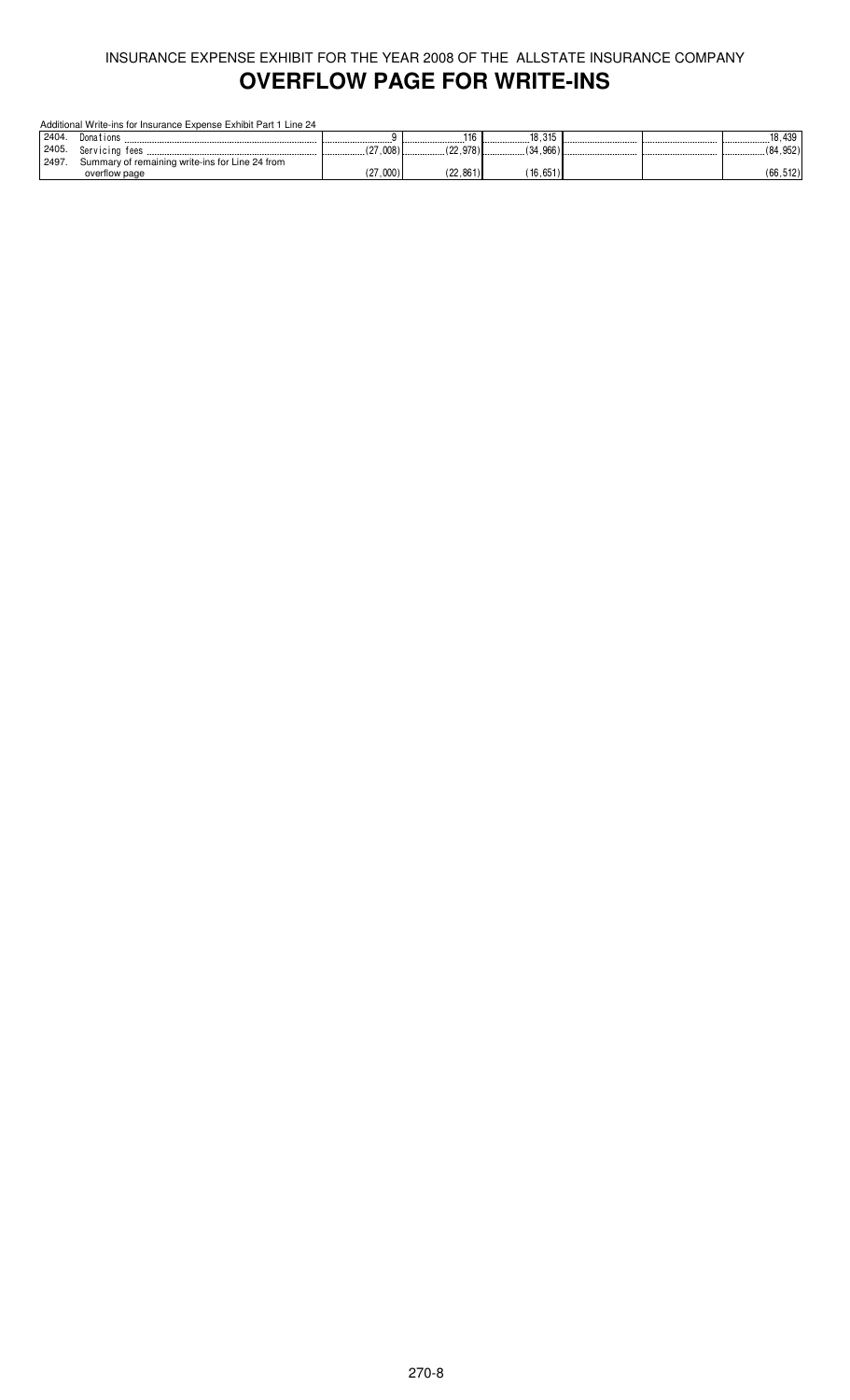# INSURANCE EXPENSE EXHIBIT FOR THE YEAR 2008 OF THE ALLSTATE INSURANCE COMPANY

## OVERFLOW PAGE FOR WRITE-INS

Additional Write-ins for Insurance Expense Exhibit Part 1 Line 24

| | | | | | | | |
|---|---|---|---|---|---|---|---|
| 2404. | Donations | 9 | 116 | 18,315 | | | 18,439 |
| 2405. | Servicing fees | (27,008) | (22,978) | (34,966) | | | (84,952) |
| 2497. | Summary of remaining write-ins for Line 24 from overflow page | (27,000) | (22,861) | (16,651) | | | (66,512) |